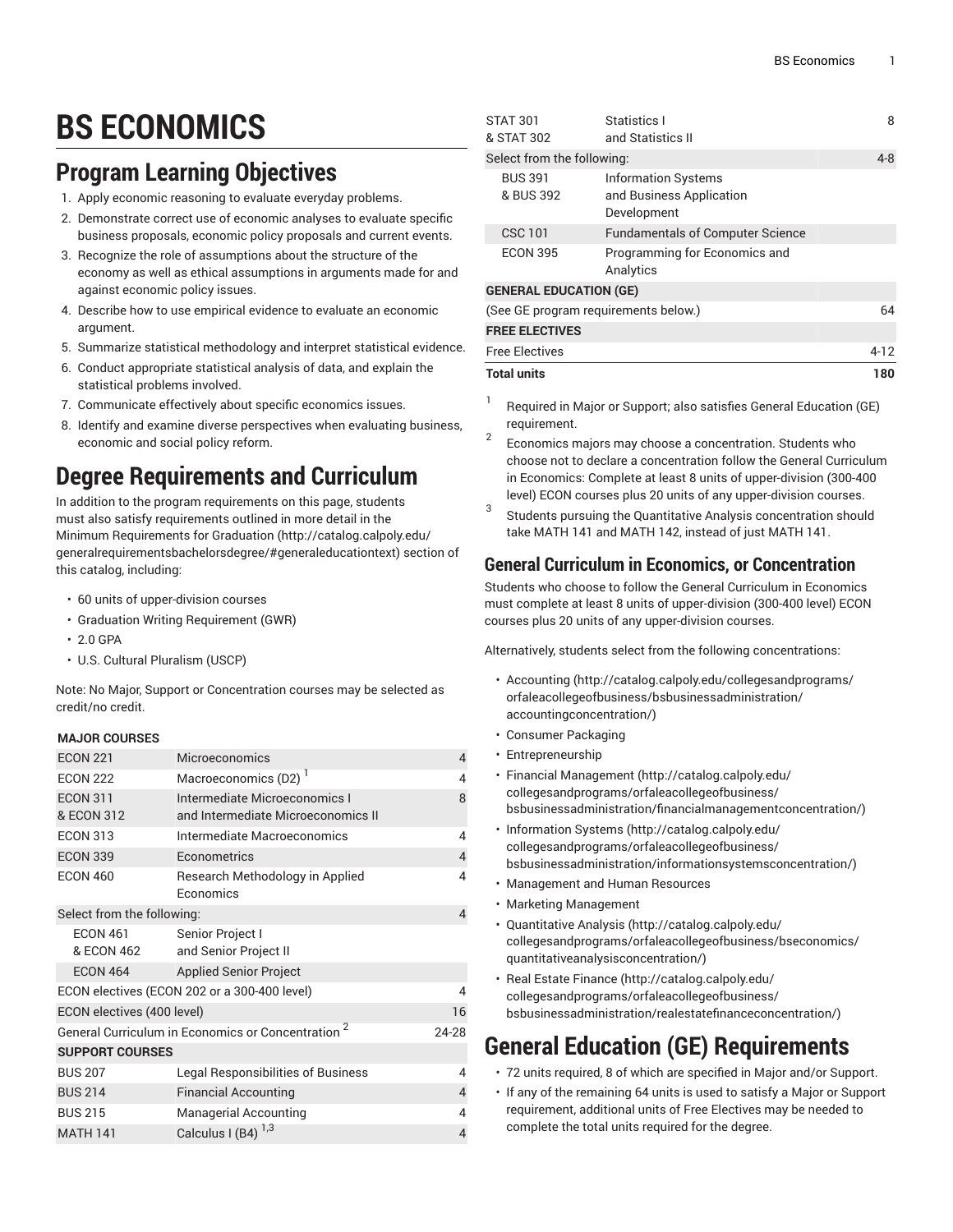# BS ECONOMICS

## Program Learning Objectives

1. Apply economic reasoning to evaluate everyday problems.
2. Demonstrate correct use of economic analyses to evaluate specific business proposals, economic policy proposals and current events.
3. Recognize the role of assumptions about the structure of the economy as well as ethical assumptions in arguments made for and against economic policy issues.
4. Describe how to use empirical evidence to evaluate an economic argument.
5. Summarize statistical methodology and interpret statistical evidence.
6. Conduct appropriate statistical analysis of data, and explain the statistical problems involved.
7. Communicate effectively about specific economics issues.
8. Identify and examine diverse perspectives when evaluating business, economic and social policy reform.

## Degree Requirements and Curriculum

In addition to the program requirements on this page, students must also satisfy requirements outlined in more detail in the Minimum Requirements for Graduation (http://catalog.calpoly.edu/generalrequirementsbachelorsdegree/#generaleducationtext) section of this catalog, including:

- 60 units of upper-division courses
- Graduation Writing Requirement (GWR)
- 2.0 GPA
- U.S. Cultural Pluralism (USCP)

Note: No Major, Support or Concentration courses may be selected as credit/no credit.

| | | |
|---|---|---|
| **MAJOR COURSES** | | |
| ECON 221 | Microeconomics | 4 |
| ECON 222 | Macroeconomics (D2) [1] | 4 |
| ECON 311 & ECON 312 | Intermediate Microeconomics I and Intermediate Microeconomics II | 8 |
| ECON 313 | Intermediate Macroeconomics | 4 |
| ECON 339 | Econometrics | 4 |
| ECON 460 | Research Methodology in Applied Economics | 4 |
| Select from the following: | | 4 |
| ECON 461 & ECON 462 | Senior Project I and Senior Project II | |
| ECON 464 | Applied Senior Project | |
| ECON electives (ECON 202 or a 300-400 level) | | 4 |
| ECON electives (400 level) | | 16 |
| General Curriculum in Economics or Concentration [2] | | 24-28 |
| **SUPPORT COURSES** | | |
| BUS 207 | Legal Responsibilities of Business | 4 |
| BUS 214 | Financial Accounting | 4 |
| BUS 215 | Managerial Accounting | 4 |
| MATH 141 | Calculus I (B4) [1,3] | 4 |
| STAT 301 & STAT 302 | Statistics I and Statistics II | 8 |
| Select from the following: | | 4-8 |
| BUS 391 & BUS 392 | Information Systems and Business Application Development | |
| CSC 101 | Fundamentals of Computer Science | |
| ECON 395 | Programming for Economics and Analytics | |
| **GENERAL EDUCATION (GE)** | | |
| (See GE program requirements below.) | | 64 |
| **FREE ELECTIVES** | | |
| Free Electives | | 4-12 |
| **Total units** | | **180** |

1. Required in Major or Support; also satisfies General Education (GE) requirement.
2. Economics majors may choose a concentration. Students who choose not to declare a concentration follow the General Curriculum in Economics: Complete at least 8 units of upper-division (300-400 level) ECON courses plus 20 units of any upper-division courses.
3. Students pursuing the Quantitative Analysis concentration should take MATH 141 and MATH 142, instead of just MATH 141.

### General Curriculum in Economics, or Concentration

Students who choose to follow the General Curriculum in Economics must complete at least 8 units of upper-division (300-400 level) ECON courses plus 20 units of any upper-division courses.

Alternatively, students select from the following concentrations:

- Accounting (http://catalog.calpoly.edu/collegesandprograms/orfaleacollegeofbusiness/bsbusinessadministration/accountingconcentration/)
- Consumer Packaging
- Entrepreneurship
- Financial Management (http://catalog.calpoly.edu/collegesandprograms/orfaleacollegeofbusiness/bsbusinessadministration/financialmanagementconcentration/)
- Information Systems (http://catalog.calpoly.edu/collegesandprograms/orfaleacollegeofbusiness/bsbusinessadministration/informationsystemsconcentration/)
- Management and Human Resources
- Marketing Management
- Quantitative Analysis (http://catalog.calpoly.edu/collegesandprograms/orfaleacollegeofbusiness/bseconomics/quantitativeanalysisconcentration/)
- Real Estate Finance (http://catalog.calpoly.edu/collegesandprograms/orfaleacollegeofbusiness/bsbusinessadministration/realestatefinanceconcentration/)

## General Education (GE) Requirements

- 72 units required, 8 of which are specified in Major and/or Support.
- If any of the remaining 64 units is used to satisfy a Major or Support requirement, additional units of Free Electives may be needed to complete the total units required for the degree.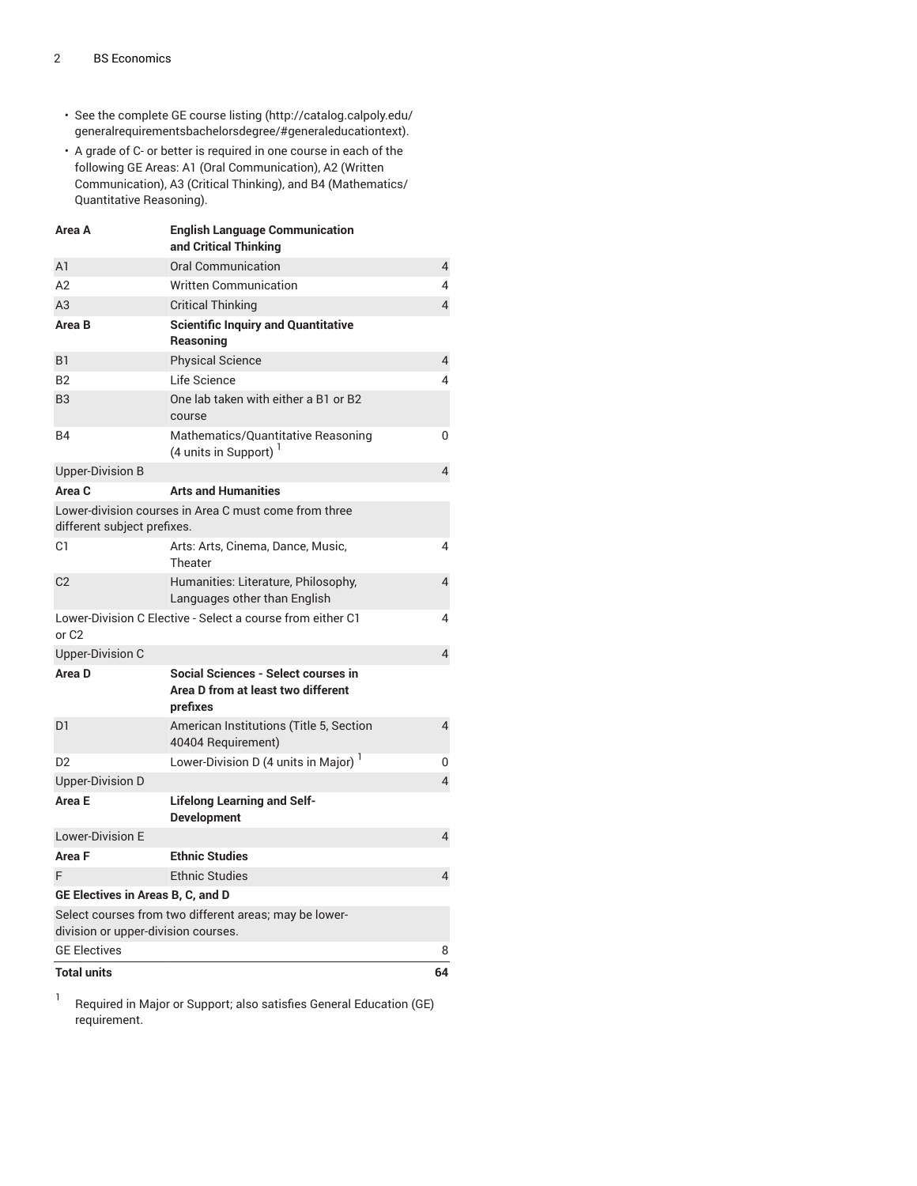- See the complete GE course listing (http://catalog.calpoly.edu/generalrequirementsbachelorsdegree/#generaleducationtext).
- A grade of C- or better is required in one course in each of the following GE Areas: A1 (Oral Communication), A2 (Written Communication), A3 (Critical Thinking), and B4 (Mathematics/Quantitative Reasoning).

| | | |
|---|---|---|
| **Area A** | **English Language Communication and Critical Thinking** | |
| A1 | Oral Communication | 4 |
| A2 | Written Communication | 4 |
| A3 | Critical Thinking | 4 |
| **Area B** | **Scientific Inquiry and Quantitative Reasoning** | |
| B1 | Physical Science | 4 |
| B2 | Life Science | 4 |
| B3 | One lab taken with either a B1 or B2 course | |
| B4 | Mathematics/Quantitative Reasoning (4 units in Support) [1] | 0 |
| Upper-Division B | | 4 |
| **Area C** | **Arts and Humanities** | |
| Lower-division courses in Area C must come from three different subject prefixes. | | |
| C1 | Arts: Arts, Cinema, Dance, Music, Theater | 4 |
| C2 | Humanities: Literature, Philosophy, Languages other than English | 4 |
| Lower-Division C Elective - Select a course from either C1 or C2 | | 4 |
| Upper-Division C | | 4 |
| **Area D** | **Social Sciences - Select courses in Area D from at least two different prefixes** | |
| D1 | American Institutions (Title 5, Section 40404 Requirement) | 4 |
| D2 | Lower-Division D (4 units in Major) [1] | 0 |
| Upper-Division D | | 4 |
| **Area E** | **Lifelong Learning and Self-Development** | |
| Lower-Division E | | 4 |
| **Area F** | **Ethnic Studies** | |
| F | Ethnic Studies | 4 |
| **GE Electives in Areas B, C, and D** | | |
| Select courses from two different areas; may be lower-division or upper-division courses. | | |
| GE Electives | | 8 |
| **Total units** | | **64** |

[1] Required in Major or Support; also satisfies General Education (GE) requirement.